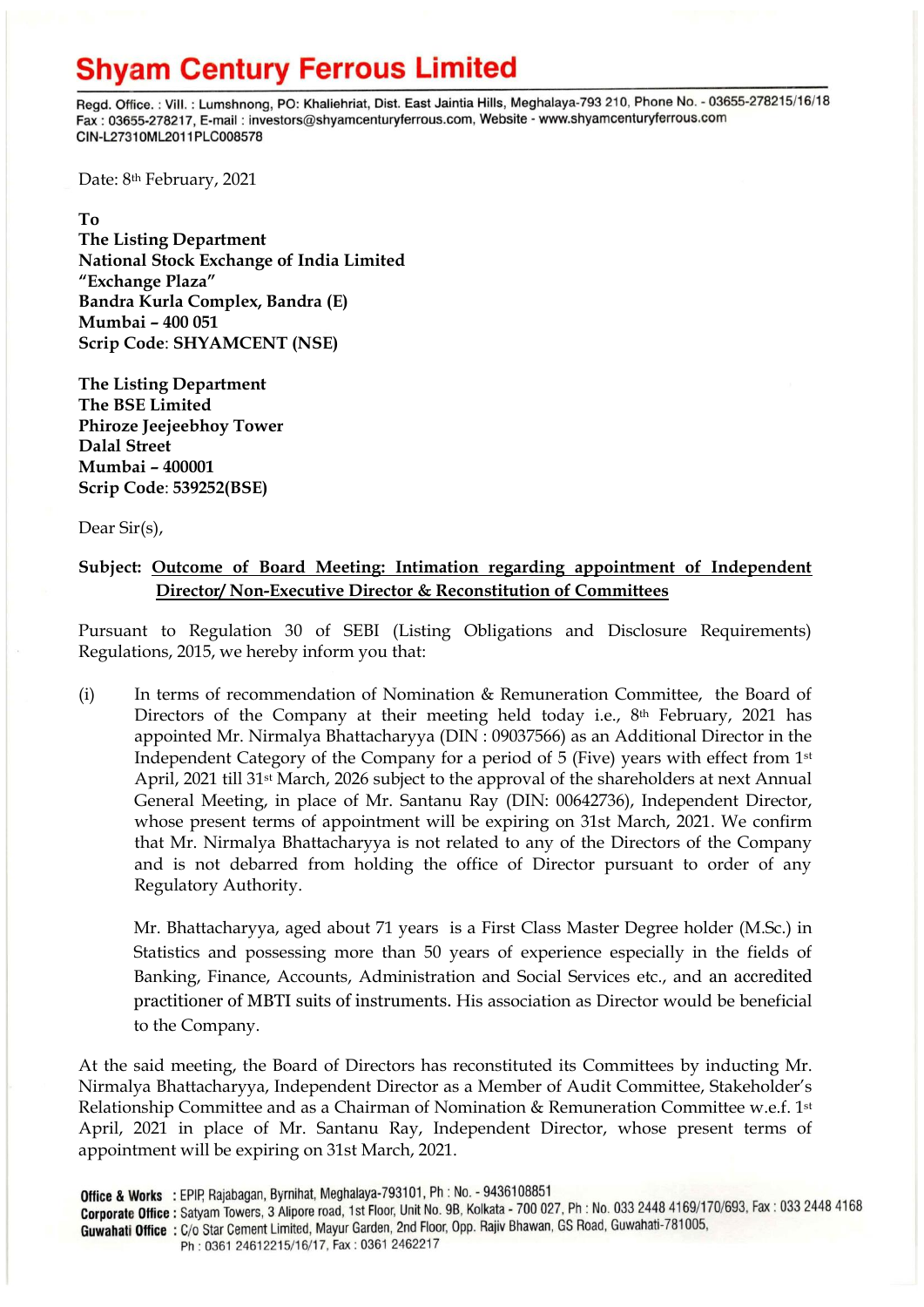# Shyam Century Ferrous Limited

Regd. Office. : Vill. : Lumshnong, PO: Khaliehriat, Dist. East Jaintia Hills, Meghalaya-793 210, Phone No. - 03655-278215/16/18
Fax : 03655-278217, E-mail : investors@shyamcenturyferrous.com, Website - www.shyamcenturyferrous.com
CIN-L27310ML2011PLC008578

Date: 8th February, 2021

**To**
**The Listing Department**
**National Stock Exchange of India Limited**
**"Exchange Plaza"**
**Bandra Kurla Complex, Bandra (E)**
**Mumbai – 400 051**
**Scrip Code**: **SHYAMCENT (NSE)**

**The Listing Department**
**The BSE Limited**
**Phiroze Jeejeebhoy Tower**
**Dalal Street**
**Mumbai – 400001**
**Scrip Code**: **539252(BSE)**

Dear Sir(s),

**Subject: <u>Outcome of Board Meeting: Intimation regarding appointment of Independent Director/ Non-Executive Director & Reconstitution of Committees</u>**

Pursuant to Regulation 30 of SEBI (Listing Obligations and Disclosure Requirements) Regulations, 2015, we hereby inform you that:

(i) In terms of recommendation of Nomination & Remuneration Committee, the Board of Directors of the Company at their meeting held today i.e., 8th February, 2021 has appointed Mr. Nirmalya Bhattacharyya (DIN : 09037566) as an Additional Director in the Independent Category of the Company for a period of 5 (Five) years with effect from 1st April, 2021 till 31st March, 2026 subject to the approval of the shareholders at next Annual General Meeting, in place of Mr. Santanu Ray (DIN: 00642736), Independent Director, whose present terms of appointment will be expiring on 31st March, 2021. We confirm that Mr. Nirmalya Bhattacharyya is not related to any of the Directors of the Company and is not debarred from holding the office of Director pursuant to order of any Regulatory Authority.

Mr. Bhattacharyya, aged about 71 years is a First Class Master Degree holder (M.Sc.) in Statistics and possessing more than 50 years of experience especially in the fields of Banking, Finance, Accounts, Administration and Social Services etc., and an accredited practitioner of MBTI suits of instruments. His association as Director would be beneficial to the Company.

At the said meeting, the Board of Directors has reconstituted its Committees by inducting Mr. Nirmalya Bhattacharyya, Independent Director as a Member of Audit Committee, Stakeholder's Relationship Committee and as a Chairman of Nomination & Remuneration Committee w.e.f. 1st April, 2021 in place of Mr. Santanu Ray, Independent Director, whose present terms of appointment will be expiring on 31st March, 2021.

**Office & Works** : EPIP, Rajabagan, Byrnihat, Meghalaya-793101, Ph : No. - 9436108851
**Corporate Office** : Satyam Towers, 3 Alipore road, 1st Floor, Unit No. 9B, Kolkata - 700 027, Ph : No. 033 2448 4169/170/693, Fax : 033 2448 4168
**Guwahati Office** : C/o Star Cement Limited, Mayur Garden, 2nd Floor, Opp. Rajiv Bhawan, GS Road, Guwahati-781005, Ph : 0361 24612215/16/17, Fax : 0361 2462217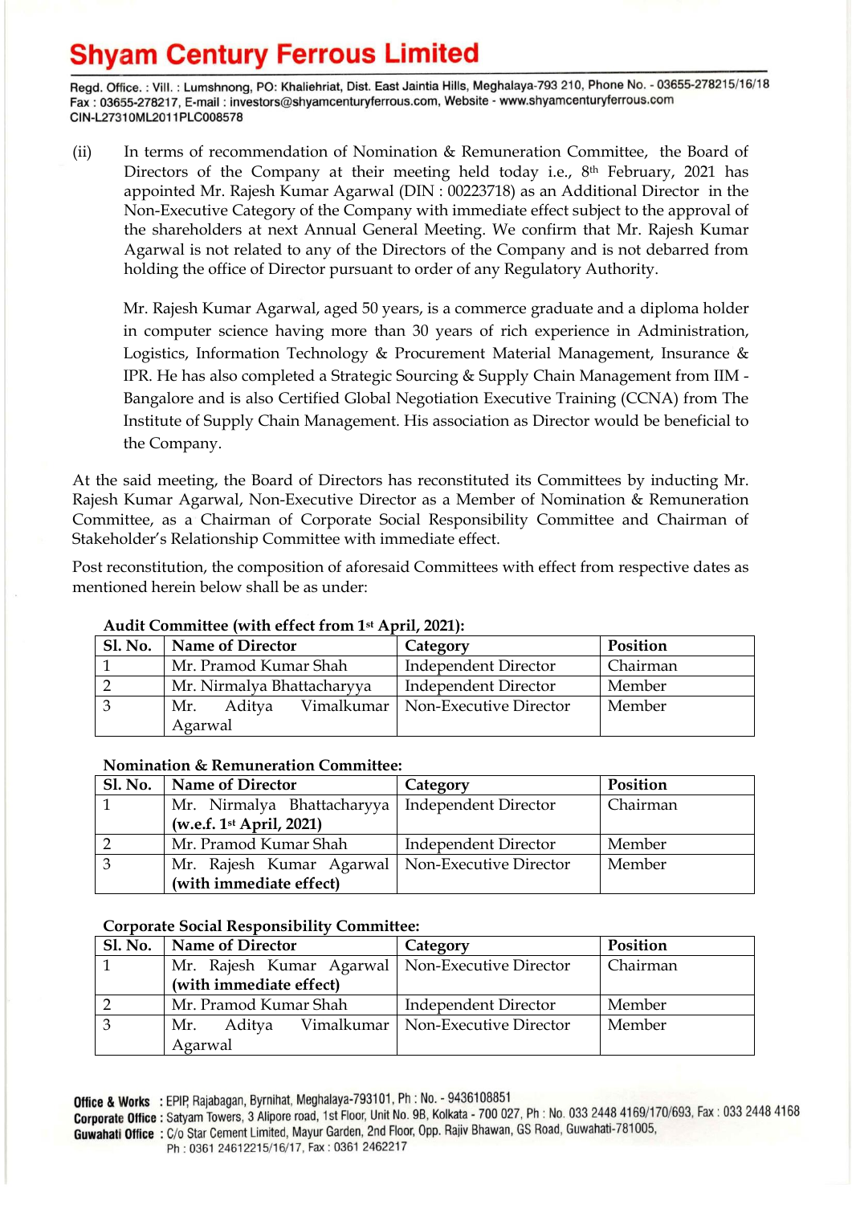(ii) In terms of recommendation of Nomination & Remuneration Committee, the Board of Directors of the Company at their meeting held today i.e., 8th February, 2021 has appointed Mr. Rajesh Kumar Agarwal (DIN : 00223718) as an Additional Director in the Non-Executive Category of the Company with immediate effect subject to the approval of the shareholders at next Annual General Meeting. We confirm that Mr. Rajesh Kumar Agarwal is not related to any of the Directors of the Company and is not debarred from holding the office of Director pursuant to order of any Regulatory Authority.

Mr. Rajesh Kumar Agarwal, aged 50 years, is a commerce graduate and a diploma holder in computer science having more than 30 years of rich experience in Administration, Logistics, Information Technology & Procurement Material Management, Insurance & IPR. He has also completed a Strategic Sourcing & Supply Chain Management from IIM - Bangalore and is also Certified Global Negotiation Executive Training (CCNA) from The Institute of Supply Chain Management. His association as Director would be beneficial to the Company.

At the said meeting, the Board of Directors has reconstituted its Committees by inducting Mr. Rajesh Kumar Agarwal, Non-Executive Director as a Member of Nomination & Remuneration Committee, as a Chairman of Corporate Social Responsibility Committee and Chairman of Stakeholder's Relationship Committee with immediate effect.

Post reconstitution, the composition of aforesaid Committees with effect from respective dates as mentioned herein below shall be as under:

**Audit Committee (with effect from 1st April, 2021):**

| Sl. No. | Name of Director | Category | Position |
|---|---|---|---|
| 1 | Mr. Pramod Kumar Shah | Independent Director | Chairman |
| 2 | Mr. Nirmalya Bhattacharyya | Independent Director | Member |
| 3 | Mr. Aditya Vimalkumar Agarwal | Non-Executive Director | Member |

**Nomination & Remuneration Committee:**

| Sl. No. | Name of Director | Category | Position |
|---|---|---|---|
| 1 | Mr. Nirmalya Bhattacharyya **(w.e.f. 1st April, 2021)** | Independent Director | Chairman |
| 2 | Mr. Pramod Kumar Shah | Independent Director | Member |
| 3 | Mr. Rajesh Kumar Agarwal **(with immediate effect)** | Non-Executive Director | Member |

**Corporate Social Responsibility Committee:**

| Sl. No. | Name of Director | Category | Position |
|---|---|---|---|
| 1 | Mr. Rajesh Kumar Agarwal **(with immediate effect)** | Non-Executive Director | Chairman |
| 2 | Mr. Pramod Kumar Shah | Independent Director | Member |
| 3 | Mr. Aditya Vimalkumar Agarwal | Non-Executive Director | Member |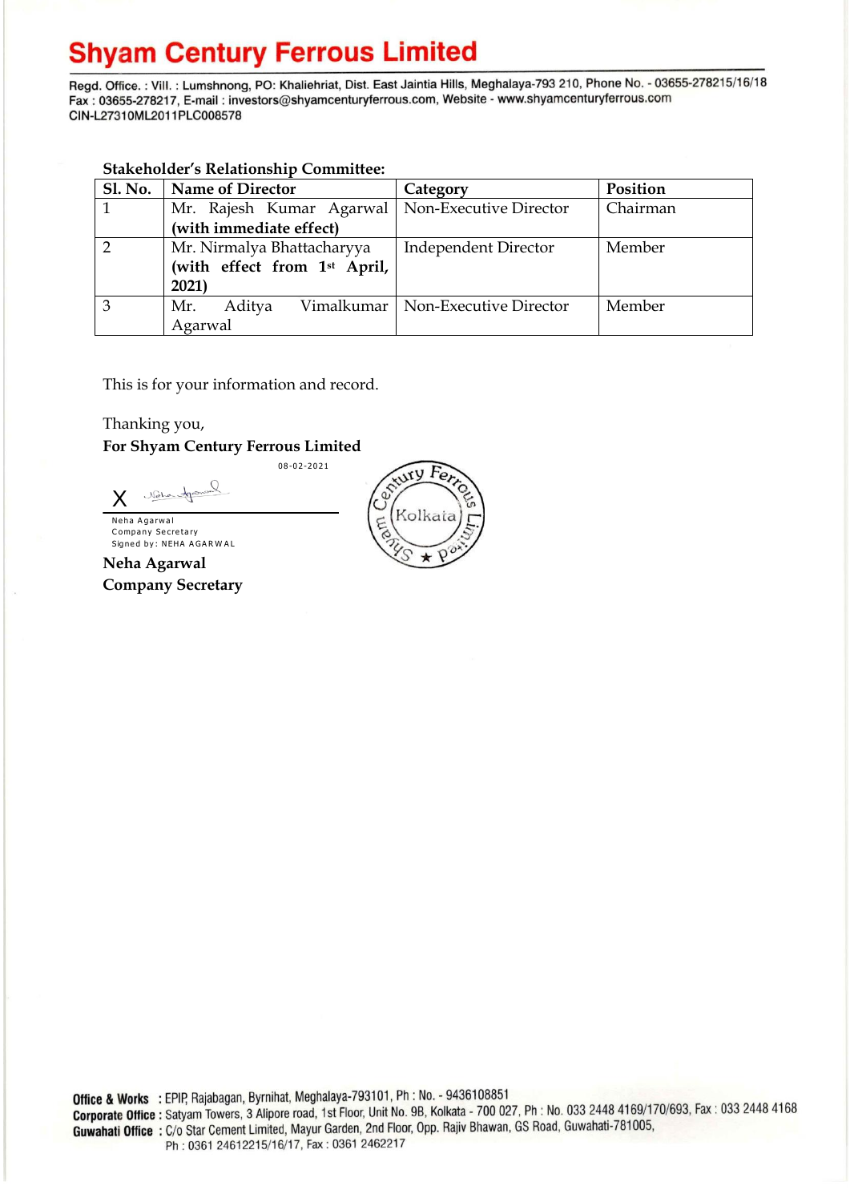# Shyam Century Ferrous Limited

Regd. Office. : Vill. : Lumshnong, PO: Khaliehriat, Dist. East Jaintia Hills, Meghalaya-793 210, Phone No. - 03655-278215/16/18
Fax : 03655-278217, E-mail : investors@shyamcenturyferrous.com, Website - www.shyamcenturyferrous.com
CIN-L27310ML2011PLC008578

**Stakeholder's Relationship Committee:**

| Sl. No. | Name of Director | Category | Position |
|---|---|---|---|
| 1 | Mr. Rajesh Kumar Agarwal **(with immediate effect)** | Non-Executive Director | Chairman |
| 2 | Mr. Nirmalya Bhattacharyya **(with effect from 1st April, 2021)** | Independent Director | Member |
| 3 | Mr. Aditya Vimalkumar Agarwal | Non-Executive Director | Member |

This is for your information and record.

Thanking you,

**For Shyam Century Ferrous Limited**

08-02-2021

X

Neha Agarwal
Company Secretary
Signed by: NEHA AGARWAL

**Neha Agarwal**
**Company Secretary**

**Office & Works** : EPIP, Rajabagan, Byrnihat, Meghalaya-793101, Ph : No. - 9436108851
**Corporate Office** : Satyam Towers, 3 Alipore road, 1st Floor, Unit No. 9B, Kolkata - 700 027, Ph : No. 033 2448 4169/170/693, Fax : 033 2448 4168
**Guwahati Office** : C/o Star Cement Limited, Mayur Garden, 2nd Floor, Opp. Rajiv Bhawan, GS Road, Guwahati-781005,
Ph : 0361 24612215/16/17, Fax : 0361 2462217